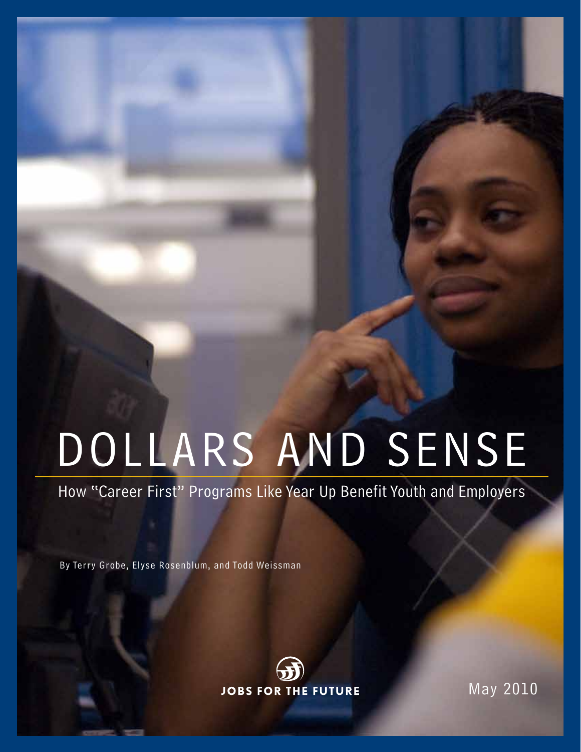# DOLLARS AND SENSE

## How "Career First" Programs Like Year Up Benefit Youth and Employers

By Terry Grobe, Elyse Rosenblum, and Todd Weissman

JOBS FOR THE FUTURE

May 2010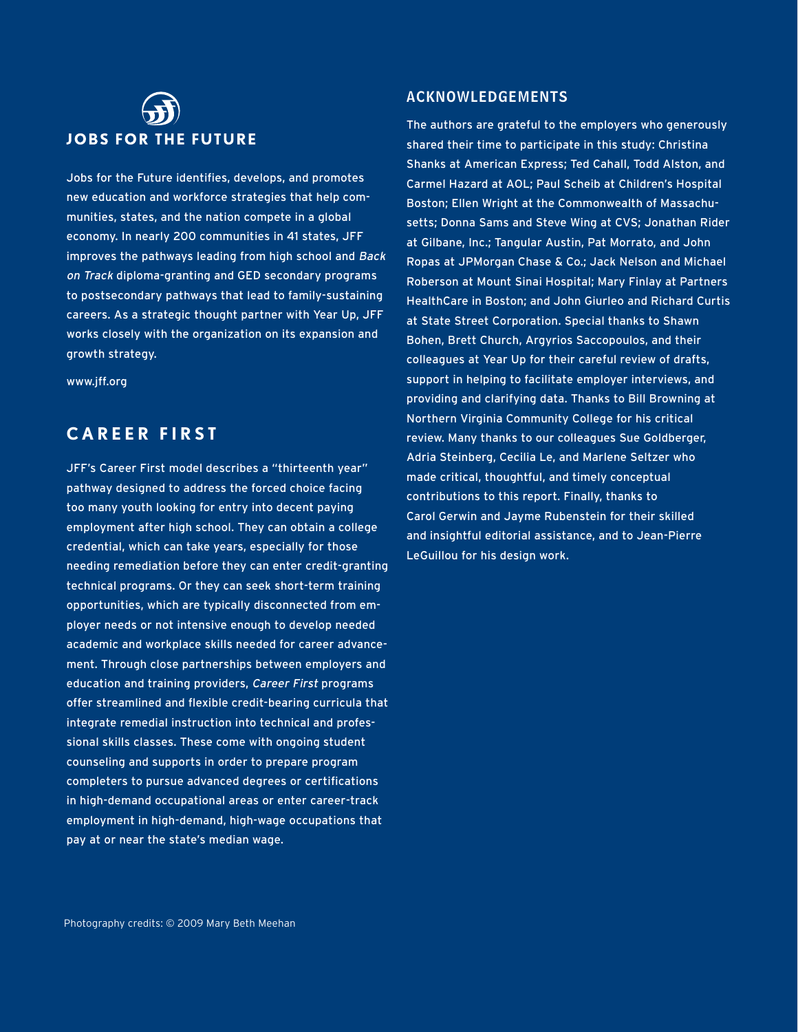## JOBS FOR THE FUTURE

Jobs for the Future identifies, develops, and promotes new education and workforce strategies that help communities, states, and the nation compete in a global economy. In nearly 200 communities in 41 states, JFF improves the pathways leading from high school and *Back on Track* diploma-granting and GED secondary programs to postsecondary pathways that lead to family-sustaining careers. As a strategic thought partner with Year Up, JFF works closely with the organization on its expansion and growth strategy.

www.jff.org

## CAREER FIRST

JFF's Career First model describes a "thirteenth year" pathway designed to address the forced choice facing too many youth looking for entry into decent paying employment after high school. They can obtain a college credential, which can take years, especially for those needing remediation before they can enter credit-granting technical programs. Or they can seek short-term training opportunities, which are typically disconnected from employer needs or not intensive enough to develop needed academic and workplace skills needed for career advancement. Through close partnerships between employers and education and training providers, *Career First* programs offer streamlined and flexible credit-bearing curricula that integrate remedial instruction into technical and professional skills classes. These come with ongoing student counseling and supports in order to prepare program completers to pursue advanced degrees or certifications in high-demand occupational areas or enter career-track employment in high-demand, high-wage occupations that pay at or near the state's median wage.

## ACKNOWLEDGEMENTS

The authors are grateful to the employers who generously shared their time to participate in this study: Christina Shanks at American Express; Ted Cahall, Todd Alston, and Carmel Hazard at AOL; Paul Scheib at Children's Hospital Boston; Ellen Wright at the Commonwealth of Massachusetts; Donna Sams and Steve Wing at CVS; Jonathan Rider at Gilbane, Inc.; Tangular Austin, Pat Morrato, and John Ropas at JPMorgan Chase & Co.; Jack Nelson and Michael Roberson at Mount Sinai Hospital; Mary Finlay at Partners HealthCare in Boston; and John Giurleo and Richard Curtis at State Street Corporation. Special thanks to Shawn Bohen, Brett Church, Argyrios Saccopoulos, and their colleagues at Year Up for their careful review of drafts, support in helping to facilitate employer interviews, and providing and clarifying data. Thanks to Bill Browning at Northern Virginia Community College for his critical review. Many thanks to our colleagues Sue Goldberger, Adria Steinberg, Cecilia Le, and Marlene Seltzer who made critical, thoughtful, and timely conceptual contributions to this report. Finally, thanks to Carol Gerwin and Jayme Rubenstein for their skilled and insightful editorial assistance, and to Jean-Pierre LeGuillou for his design work.

Photography credits: © 2009 Mary Beth Meehan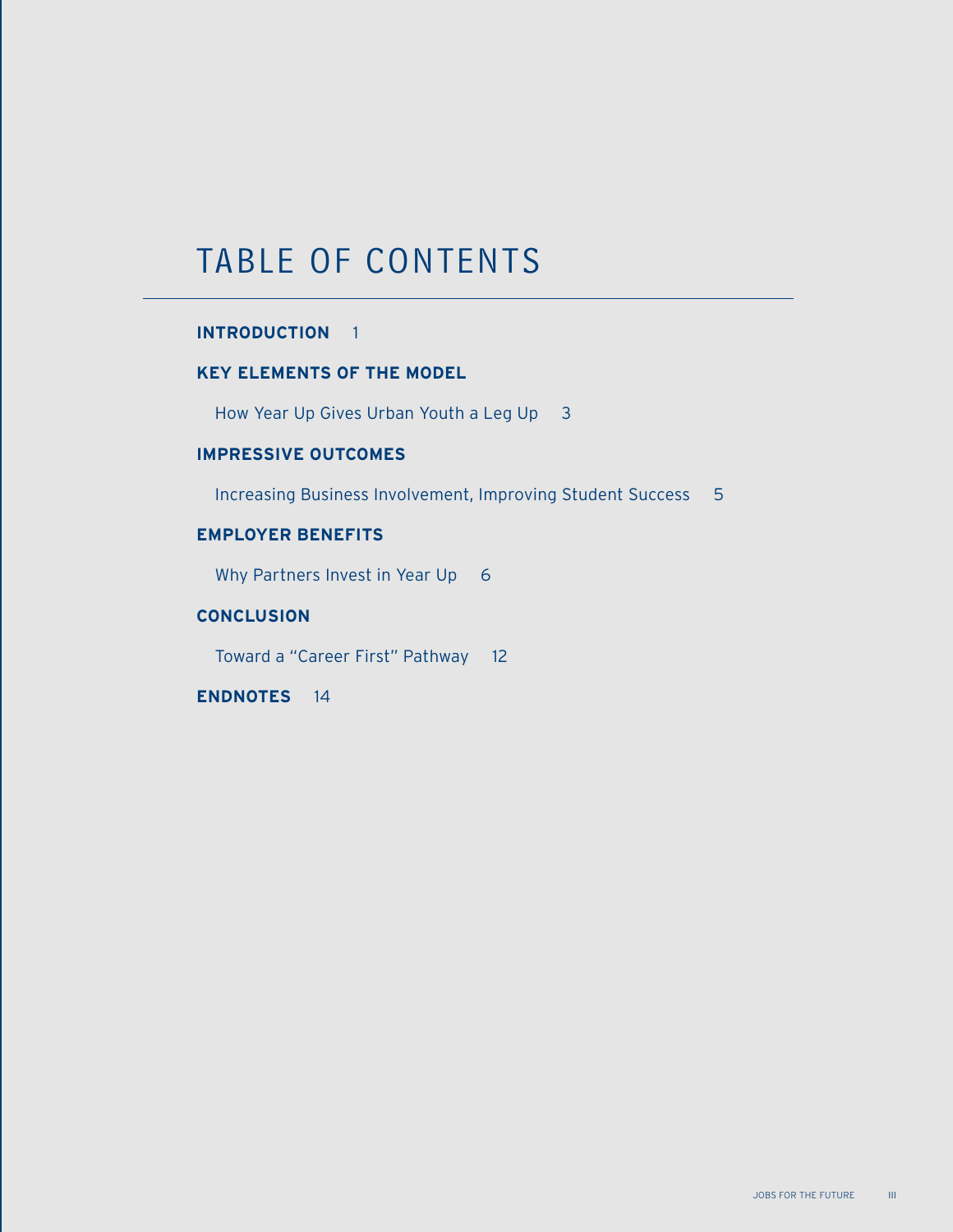# TABLE OF CONTENTS

**INTRODUCTION** 1

**KEY ELEMENTS OF THE MODEL**

How Year Up Gives Urban Youth a Leg Up 3

**IMPRESSIVE OUTCOMES**

Increasing Business Involvement, Improving Student Success 5

**EMPLOYER BENEFITS**

Why Partners Invest in Year Up 6

**CONCLUSION**

Toward a "Career First" Pathway 12

**ENDNOTES** 14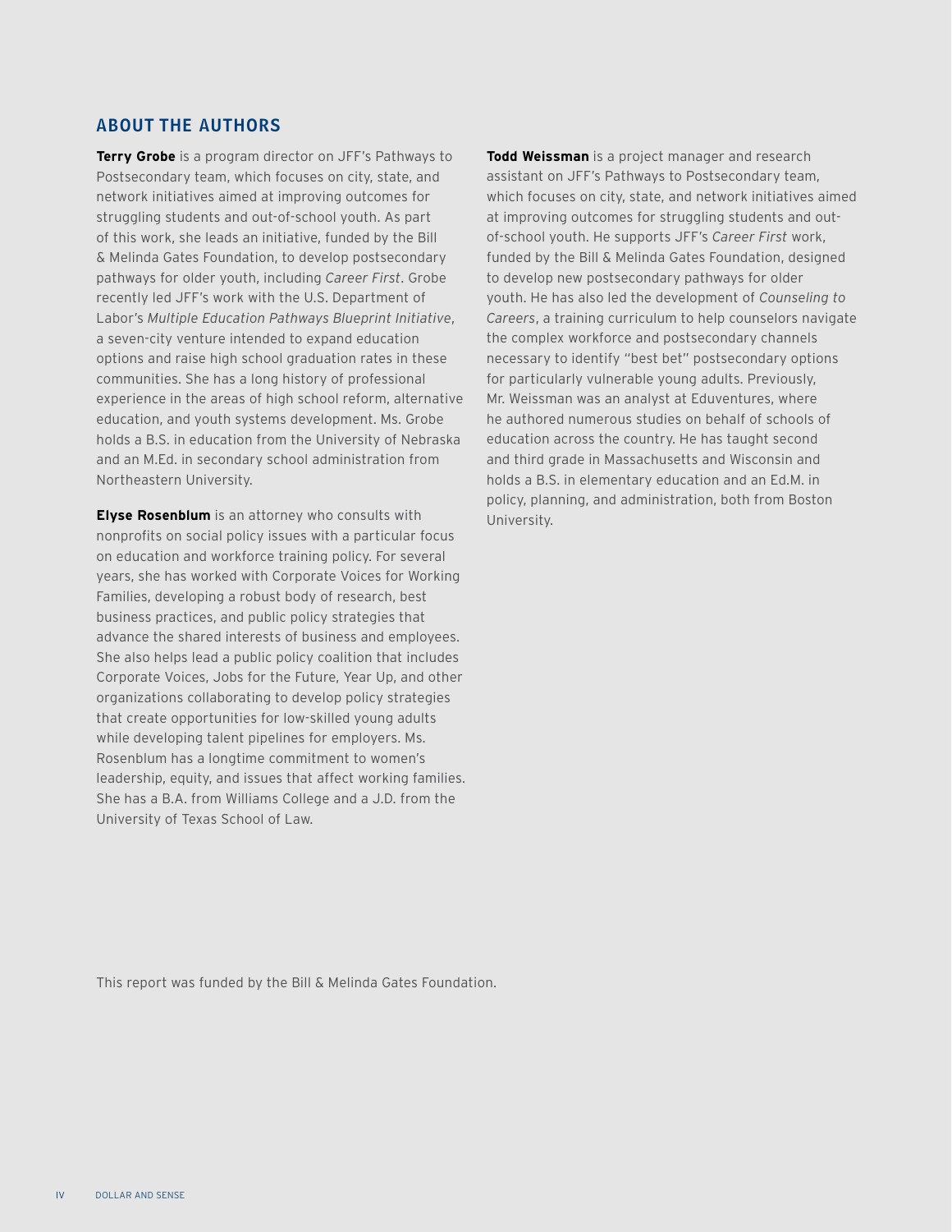## ABOUT THE AUTHORS

**Terry Grobe** is a program director on JFF's Pathways to Postsecondary team, which focuses on city, state, and network initiatives aimed at improving outcomes for struggling students and out-of-school youth. As part of this work, she leads an initiative, funded by the Bill & Melinda Gates Foundation, to develop postsecondary pathways for older youth, including *Career First*. Grobe recently led JFF's work with the U.S. Department of Labor's *Multiple Education Pathways Blueprint Initiative*, a seven-city venture intended to expand education options and raise high school graduation rates in these communities. She has a long history of professional experience in the areas of high school reform, alternative education, and youth systems development. Ms. Grobe holds a B.S. in education from the University of Nebraska and an M.Ed. in secondary school administration from Northeastern University.

**Elyse Rosenblum** is an attorney who consults with nonprofits on social policy issues with a particular focus on education and workforce training policy. For several years, she has worked with Corporate Voices for Working Families, developing a robust body of research, best business practices, and public policy strategies that advance the shared interests of business and employees. She also helps lead a public policy coalition that includes Corporate Voices, Jobs for the Future, Year Up, and other organizations collaborating to develop policy strategies that create opportunities for low-skilled young adults while developing talent pipelines for employers. Ms. Rosenblum has a longtime commitment to women's leadership, equity, and issues that affect working families. She has a B.A. from Williams College and a J.D. from the University of Texas School of Law.

**Todd Weissman** is a project manager and research assistant on JFF's Pathways to Postsecondary team, which focuses on city, state, and network initiatives aimed at improving outcomes for struggling students and out-of-school youth. He supports JFF's *Career First* work, funded by the Bill & Melinda Gates Foundation, designed to develop new postsecondary pathways for older youth. He has also led the development of *Counseling to Careers*, a training curriculum to help counselors navigate the complex workforce and postsecondary channels necessary to identify "best bet" postsecondary options for particularly vulnerable young adults. Previously, Mr. Weissman was an analyst at Eduventures, where he authored numerous studies on behalf of schools of education across the country. He has taught second and third grade in Massachusetts and Wisconsin and holds a B.S. in elementary education and an Ed.M. in policy, planning, and administration, both from Boston University.

This report was funded by the Bill & Melinda Gates Foundation.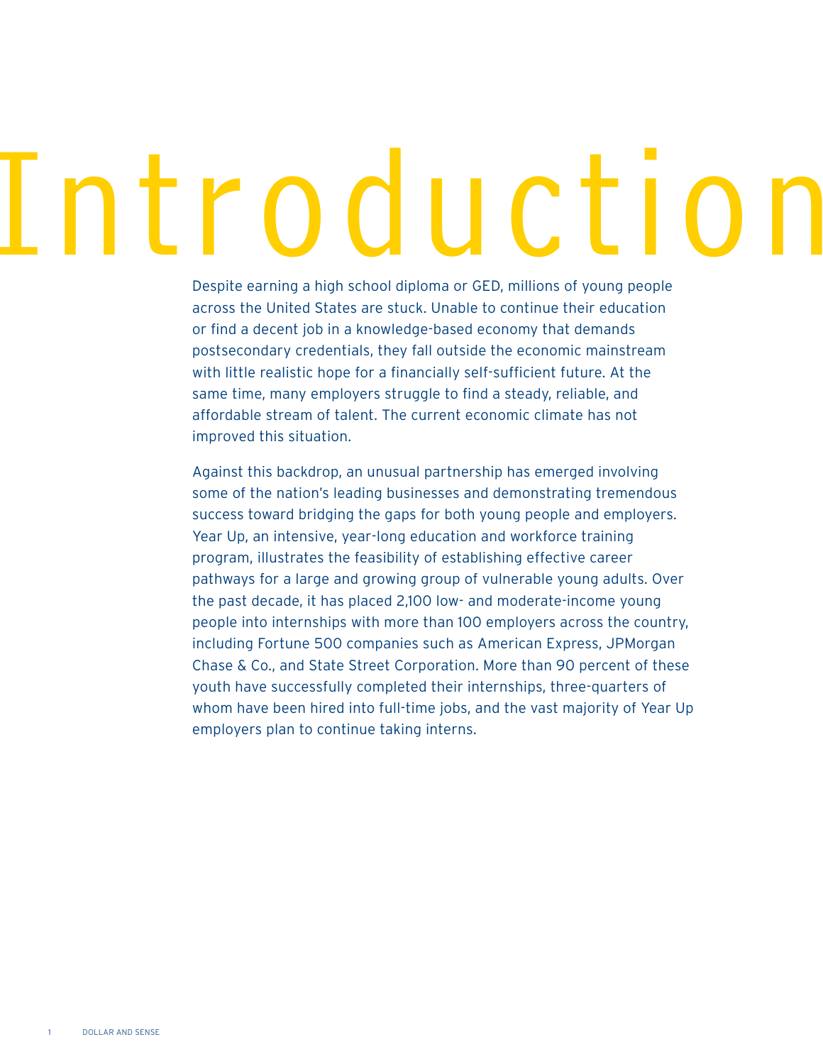# Introduction

Despite earning a high school diploma or GED, millions of young people across the United States are stuck. Unable to continue their education or find a decent job in a knowledge-based economy that demands postsecondary credentials, they fall outside the economic mainstream with little realistic hope for a financially self-sufficient future. At the same time, many employers struggle to find a steady, reliable, and affordable stream of talent. The current economic climate has not improved this situation.

Against this backdrop, an unusual partnership has emerged involving some of the nation's leading businesses and demonstrating tremendous success toward bridging the gaps for both young people and employers. Year Up, an intensive, year-long education and workforce training program, illustrates the feasibility of establishing effective career pathways for a large and growing group of vulnerable young adults. Over the past decade, it has placed 2,100 low- and moderate-income young people into internships with more than 100 employers across the country, including Fortune 500 companies such as American Express, JPMorgan Chase & Co., and State Street Corporation. More than 90 percent of these youth have successfully completed their internships, three-quarters of whom have been hired into full-time jobs, and the vast majority of Year Up employers plan to continue taking interns.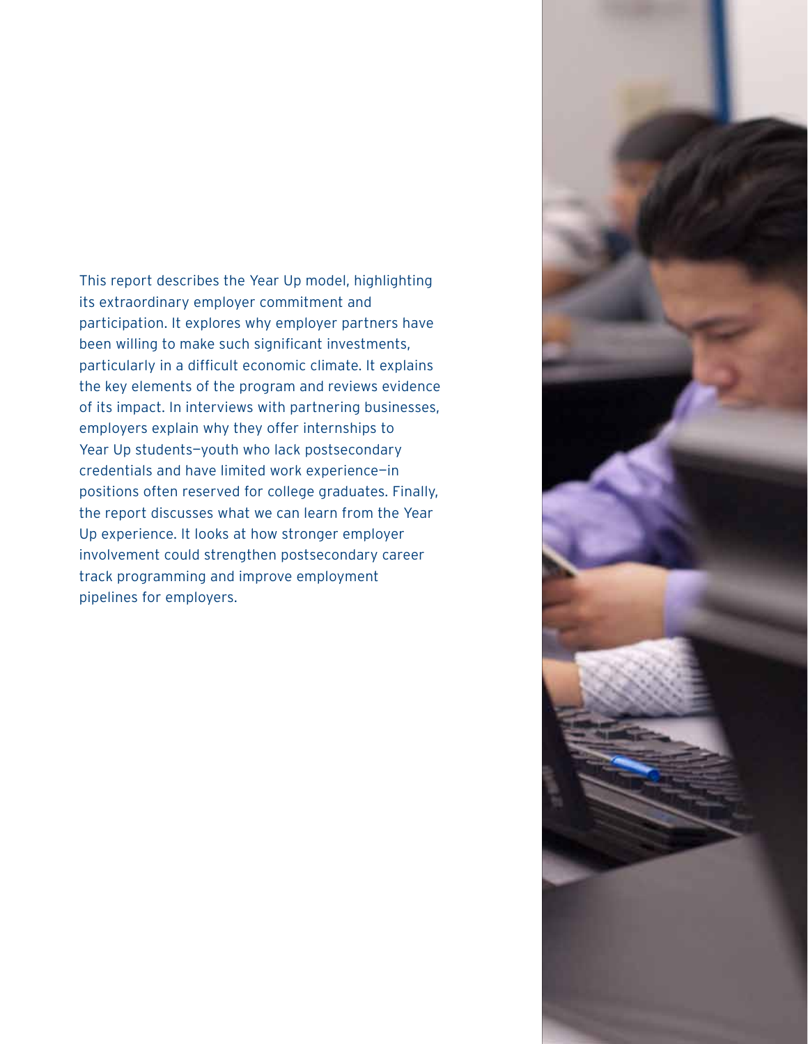This report describes the Year Up model, highlighting its extraordinary employer commitment and participation. It explores why employer partners have been willing to make such significant investments, particularly in a difficult economic climate. It explains the key elements of the program and reviews evidence of its impact. In interviews with partnering businesses, employers explain why they offer internships to Year Up students—youth who lack postsecondary credentials and have limited work experience—in positions often reserved for college graduates. Finally, the report discusses what we can learn from the Year Up experience. It looks at how stronger employer involvement could strengthen postsecondary career track programming and improve employment pipelines for employers.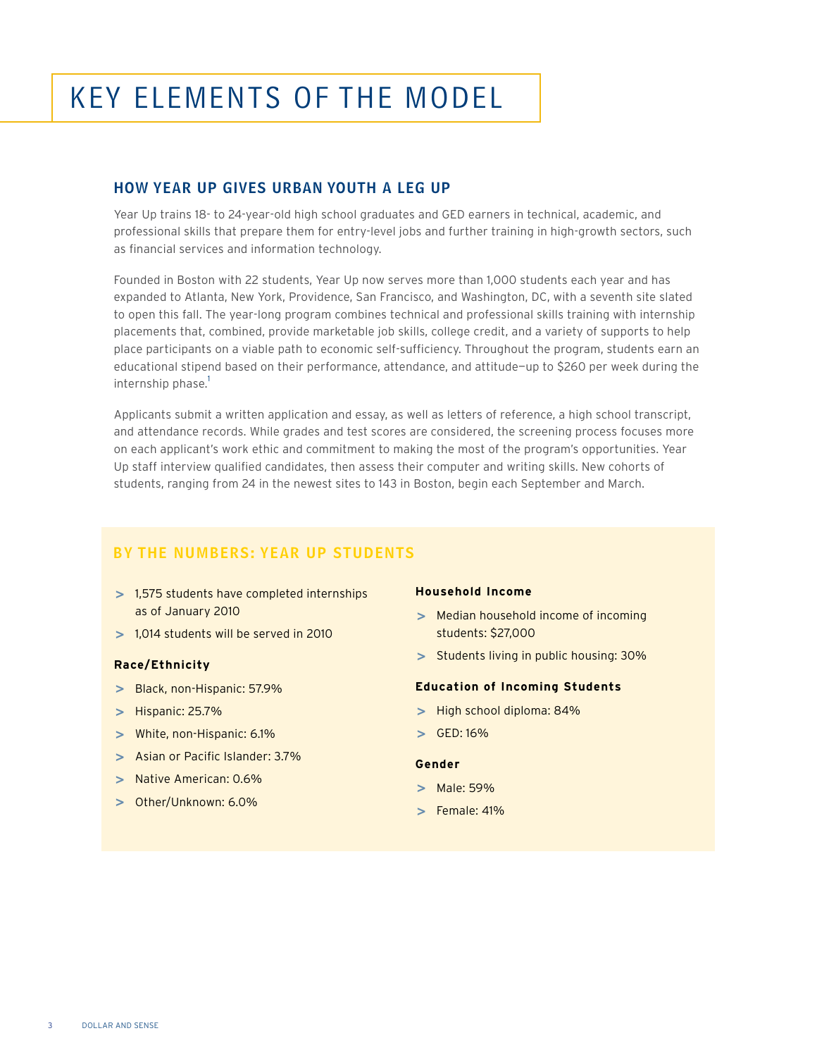# KEY ELEMENTS OF THE MODEL

## HOW YEAR UP GIVES URBAN YOUTH A LEG UP

Year Up trains 18- to 24-year-old high school graduates and GED earners in technical, academic, and professional skills that prepare them for entry-level jobs and further training in high-growth sectors, such as financial services and information technology.

Founded in Boston with 22 students, Year Up now serves more than 1,000 students each year and has expanded to Atlanta, New York, Providence, San Francisco, and Washington, DC, with a seventh site slated to open this fall. The year-long program combines technical and professional skills training with internship placements that, combined, provide marketable job skills, college credit, and a variety of supports to help place participants on a viable path to economic self-sufficiency. Throughout the program, students earn an educational stipend based on their performance, attendance, and attitude—up to $260 per week during the internship phase.[1]

Applicants submit a written application and essay, as well as letters of reference, a high school transcript, and attendance records. While grades and test scores are considered, the screening process focuses more on each applicant's work ethic and commitment to making the most of the program's opportunities. Year Up staff interview qualified candidates, then assess their computer and writing skills. New cohorts of students, ranging from 24 in the newest sites to 143 in Boston, begin each September and March.

### BY THE NUMBERS: YEAR UP STUDENTS

- 1,575 students have completed internships as of January 2010
- 1,014 students will be served in 2010

**Race/Ethnicity**

- Black, non-Hispanic: 57.9%
- Hispanic: 25.7%
- White, non-Hispanic: 6.1%
- Asian or Pacific Islander: 3.7%
- Native American: 0.6%
- Other/Unknown: 6.0%

**Household Income**

- Median household income of incoming students: $27,000
- Students living in public housing: 30%

**Education of Incoming Students**

- High school diploma: 84%
- GED: 16%

**Gender**

- Male: 59%
- Female: 41%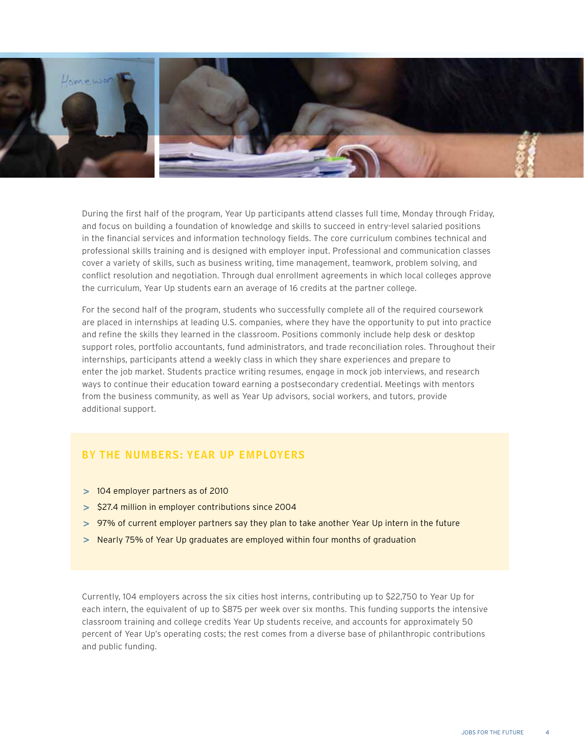During the first half of the program, Year Up participants attend classes full time, Monday through Friday, and focus on building a foundation of knowledge and skills to succeed in entry-level salaried positions in the financial services and information technology fields. The core curriculum combines technical and professional skills training and is designed with employer input. Professional and communication classes cover a variety of skills, such as business writing, time management, teamwork, problem solving, and conflict resolution and negotiation. Through dual enrollment agreements in which local colleges approve the curriculum, Year Up students earn an average of 16 credits at the partner college.

For the second half of the program, students who successfully complete all of the required coursework are placed in internships at leading U.S. companies, where they have the opportunity to put into practice and refine the skills they learned in the classroom. Positions commonly include help desk or desktop support roles, portfolio accountants, fund administrators, and trade reconciliation roles. Throughout their internships, participants attend a weekly class in which they share experiences and prepare to enter the job market. Students practice writing resumes, engage in mock job interviews, and research ways to continue their education toward earning a postsecondary credential. Meetings with mentors from the business community, as well as Year Up advisors, social workers, and tutors, provide additional support.

## BY THE NUMBERS: YEAR UP EMPLOYERS

- 104 employer partners as of 2010
- $27.4 million in employer contributions since 2004
- 97% of current employer partners say they plan to take another Year Up intern in the future
- Nearly 75% of Year Up graduates are employed within four months of graduation

Currently, 104 employers across the six cities host interns, contributing up to $22,750 to Year Up for each intern, the equivalent of up to $875 per week over six months. This funding supports the intensive classroom training and college credits Year Up students receive, and accounts for approximately 50 percent of Year Up's operating costs; the rest comes from a diverse base of philanthropic contributions and public funding.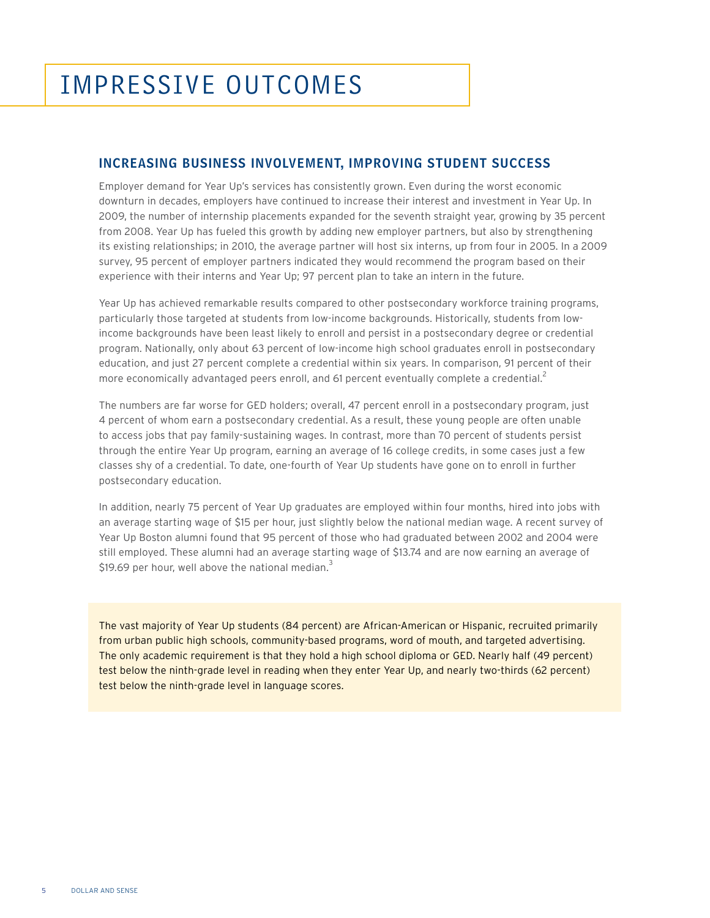# IMPRESSIVE OUTCOMES

## INCREASING BUSINESS INVOLVEMENT, IMPROVING STUDENT SUCCESS

Employer demand for Year Up's services has consistently grown. Even during the worst economic downturn in decades, employers have continued to increase their interest and investment in Year Up. In 2009, the number of internship placements expanded for the seventh straight year, growing by 35 percent from 2008. Year Up has fueled this growth by adding new employer partners, but also by strengthening its existing relationships; in 2010, the average partner will host six interns, up from four in 2005. In a 2009 survey, 95 percent of employer partners indicated they would recommend the program based on their experience with their interns and Year Up; 97 percent plan to take an intern in the future.

Year Up has achieved remarkable results compared to other postsecondary workforce training programs, particularly those targeted at students from low-income backgrounds. Historically, students from low-income backgrounds have been least likely to enroll and persist in a postsecondary degree or credential program. Nationally, only about 63 percent of low-income high school graduates enroll in postsecondary education, and just 27 percent complete a credential within six years. In comparison, 91 percent of their more economically advantaged peers enroll, and 61 percent eventually complete a credential.[2]

The numbers are far worse for GED holders; overall, 47 percent enroll in a postsecondary program, just 4 percent of whom earn a postsecondary credential. As a result, these young people are often unable to access jobs that pay family-sustaining wages. In contrast, more than 70 percent of students persist through the entire Year Up program, earning an average of 16 college credits, in some cases just a few classes shy of a credential. To date, one-fourth of Year Up students have gone on to enroll in further postsecondary education.

In addition, nearly 75 percent of Year Up graduates are employed within four months, hired into jobs with an average starting wage of $15 per hour, just slightly below the national median wage. A recent survey of Year Up Boston alumni found that 95 percent of those who had graduated between 2002 and 2004 were still employed. These alumni had an average starting wage of $13.74 and are now earning an average of $19.69 per hour, well above the national median.[3]

The vast majority of Year Up students (84 percent) are African-American or Hispanic, recruited primarily from urban public high schools, community-based programs, word of mouth, and targeted advertising. The only academic requirement is that they hold a high school diploma or GED. Nearly half (49 percent) test below the ninth-grade level in reading when they enter Year Up, and nearly two-thirds (62 percent) test below the ninth-grade level in language scores.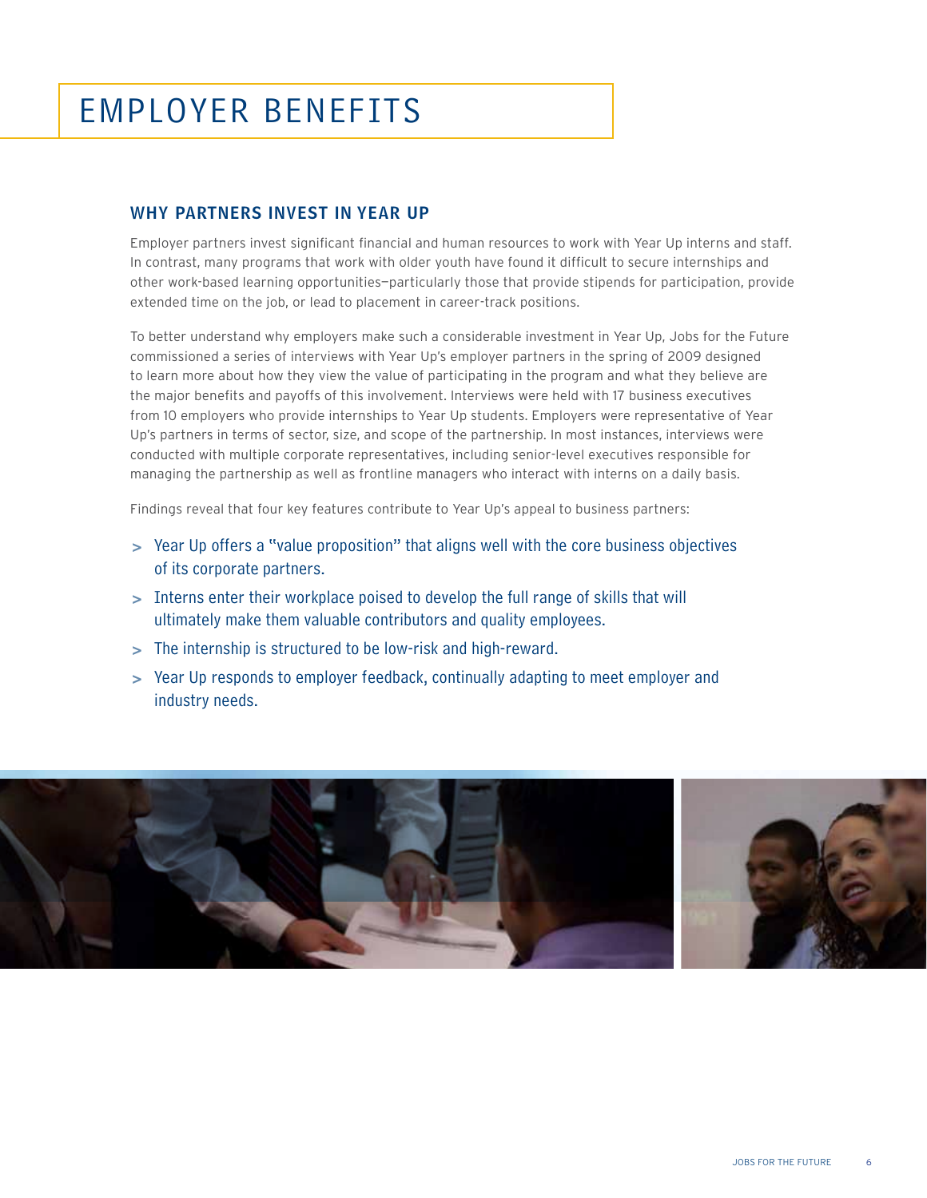# EMPLOYER BENEFITS

## WHY PARTNERS INVEST IN YEAR UP

Employer partners invest significant financial and human resources to work with Year Up interns and staff. In contrast, many programs that work with older youth have found it difficult to secure internships and other work-based learning opportunities—particularly those that provide stipends for participation, provide extended time on the job, or lead to placement in career-track positions.

To better understand why employers make such a considerable investment in Year Up, Jobs for the Future commissioned a series of interviews with Year Up's employer partners in the spring of 2009 designed to learn more about how they view the value of participating in the program and what they believe are the major benefits and payoffs of this involvement. Interviews were held with 17 business executives from 10 employers who provide internships to Year Up students. Employers were representative of Year Up's partners in terms of sector, size, and scope of the partnership. In most instances, interviews were conducted with multiple corporate representatives, including senior-level executives responsible for managing the partnership as well as frontline managers who interact with interns on a daily basis.

Findings reveal that four key features contribute to Year Up's appeal to business partners:

> Year Up offers a "value proposition" that aligns well with the core business objectives of its corporate partners.

> Interns enter their workplace poised to develop the full range of skills that will ultimately make them valuable contributors and quality employees.

> The internship is structured to be low-risk and high-reward.

> Year Up responds to employer feedback, continually adapting to meet employer and industry needs.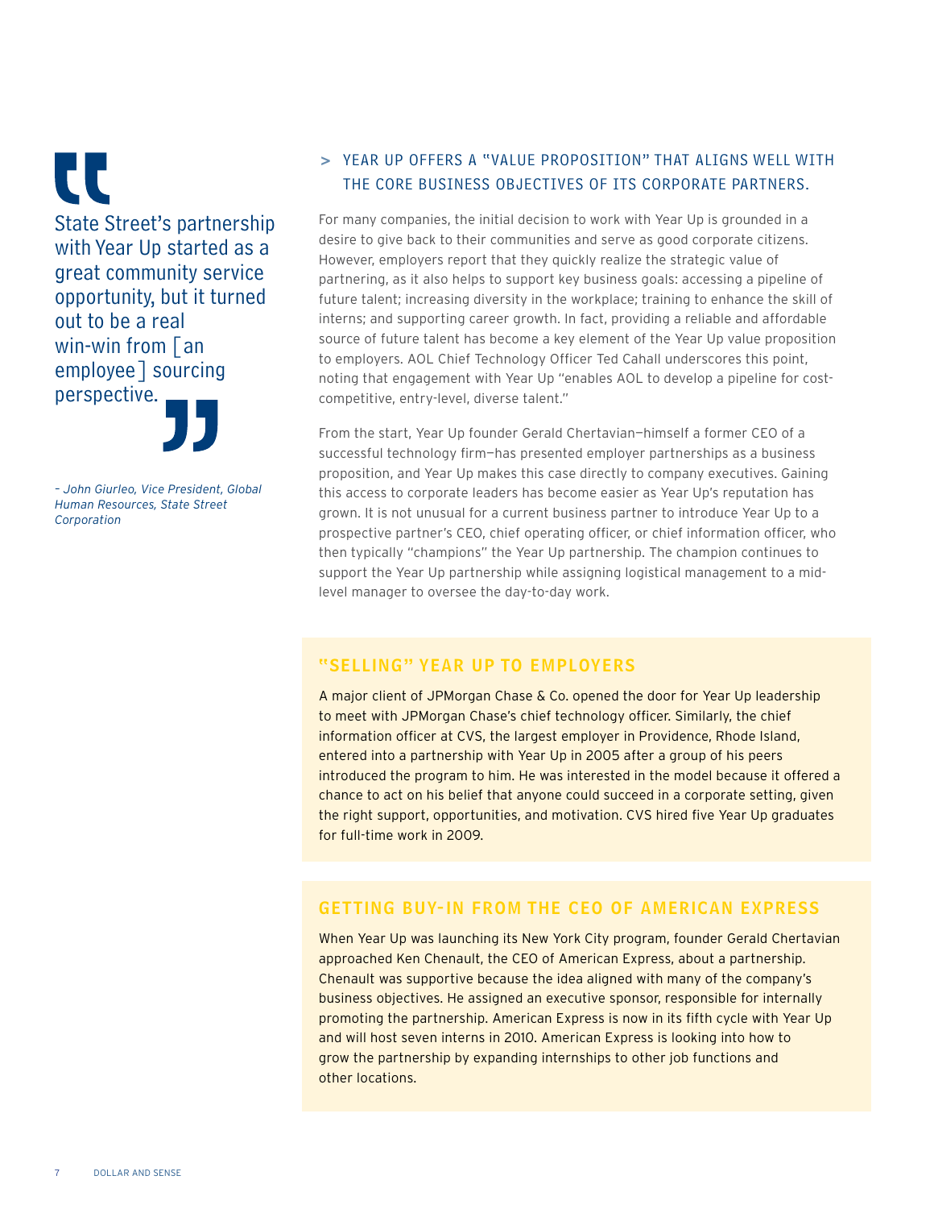> "State Street's partnership with Year Up started as a great community service opportunity, but it turned out to be a real win-win from [an employee] sourcing perspective."
>
> *– John Giurleo, Vice President, Global Human Resources, State Street Corporation*

## > YEAR UP OFFERS A "VALUE PROPOSITION" THAT ALIGNS WELL WITH THE CORE BUSINESS OBJECTIVES OF ITS CORPORATE PARTNERS.

For many companies, the initial decision to work with Year Up is grounded in a desire to give back to their communities and serve as good corporate citizens. However, employers report that they quickly realize the strategic value of partnering, as it also helps to support key business goals: accessing a pipeline of future talent; increasing diversity in the workplace; training to enhance the skill of interns; and supporting career growth. In fact, providing a reliable and affordable source of future talent has become a key element of the Year Up value proposition to employers. AOL Chief Technology Officer Ted Cahall underscores this point, noting that engagement with Year Up "enables AOL to develop a pipeline for cost-competitive, entry-level, diverse talent."

From the start, Year Up founder Gerald Chertavian—himself a former CEO of a successful technology firm—has presented employer partnerships as a business proposition, and Year Up makes this case directly to company executives. Gaining this access to corporate leaders has become easier as Year Up's reputation has grown. It is not unusual for a current business partner to introduce Year Up to a prospective partner's CEO, chief operating officer, or chief information officer, who then typically "champions" the Year Up partnership. The champion continues to support the Year Up partnership while assigning logistical management to a mid-level manager to oversee the day-to-day work.

### "SELLING" YEAR UP TO EMPLOYERS

A major client of JPMorgan Chase & Co. opened the door for Year Up leadership to meet with JPMorgan Chase's chief technology officer. Similarly, the chief information officer at CVS, the largest employer in Providence, Rhode Island, entered into a partnership with Year Up in 2005 after a group of his peers introduced the program to him. He was interested in the model because it offered a chance to act on his belief that anyone could succeed in a corporate setting, given the right support, opportunities, and motivation. CVS hired five Year Up graduates for full-time work in 2009.

### GETTING BUY-IN FROM THE CEO OF AMERICAN EXPRESS

When Year Up was launching its New York City program, founder Gerald Chertavian approached Ken Chenault, the CEO of American Express, about a partnership. Chenault was supportive because the idea aligned with many of the company's business objectives. He assigned an executive sponsor, responsible for internally promoting the partnership. American Express is now in its fifth cycle with Year Up and will host seven interns in 2010. American Express is looking into how to grow the partnership by expanding internships to other job functions and other locations.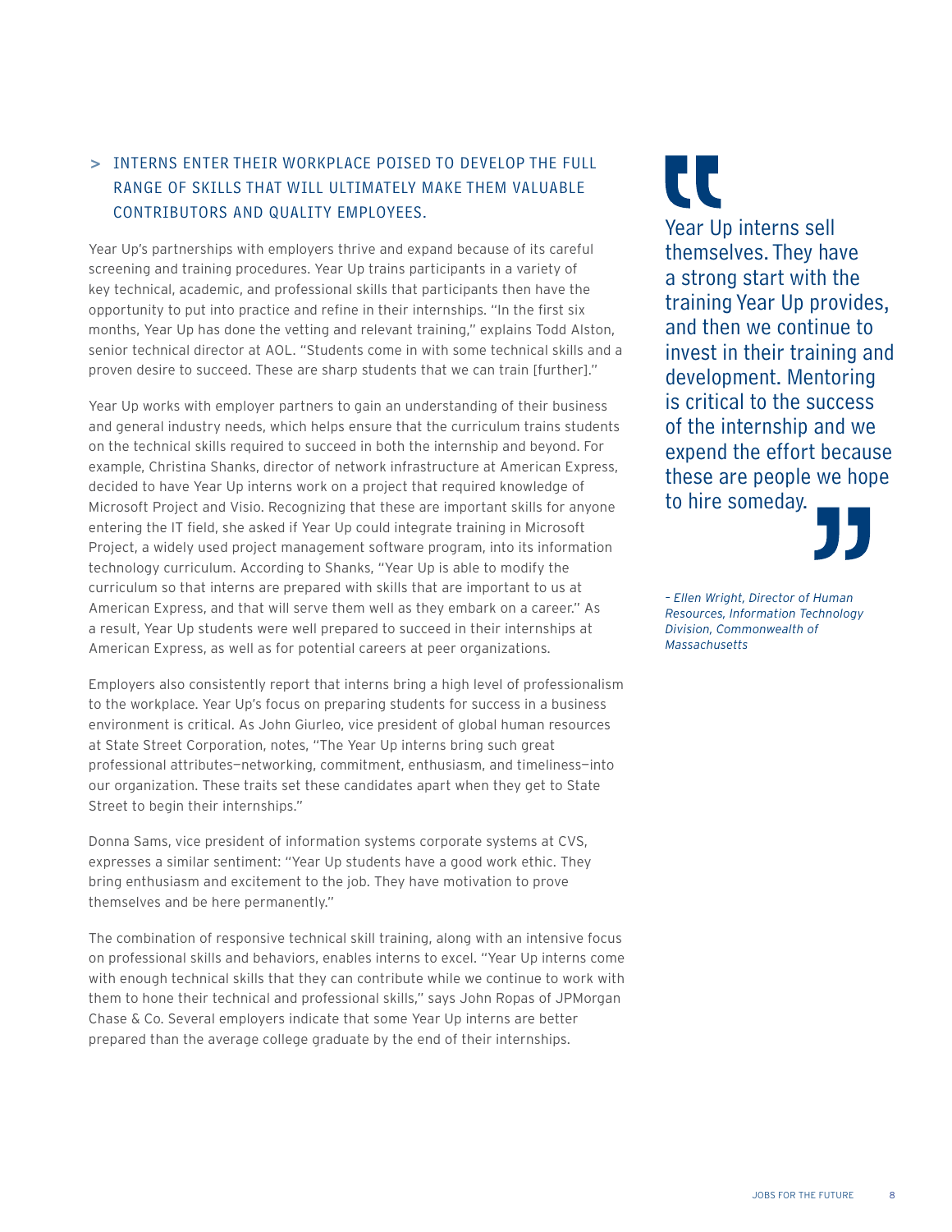## > INTERNS ENTER THEIR WORKPLACE POISED TO DEVELOP THE FULL RANGE OF SKILLS THAT WILL ULTIMATELY MAKE THEM VALUABLE CONTRIBUTORS AND QUALITY EMPLOYEES.

Year Up's partnerships with employers thrive and expand because of its careful screening and training procedures. Year Up trains participants in a variety of key technical, academic, and professional skills that participants then have the opportunity to put into practice and refine in their internships. "In the first six months, Year Up has done the vetting and relevant training," explains Todd Alston, senior technical director at AOL. "Students come in with some technical skills and a proven desire to succeed. These are sharp students that we can train [further]."

Year Up works with employer partners to gain an understanding of their business and general industry needs, which helps ensure that the curriculum trains students on the technical skills required to succeed in both the internship and beyond. For example, Christina Shanks, director of network infrastructure at American Express, decided to have Year Up interns work on a project that required knowledge of Microsoft Project and Visio. Recognizing that these are important skills for anyone entering the IT field, she asked if Year Up could integrate training in Microsoft Project, a widely used project management software program, into its information technology curriculum. According to Shanks, "Year Up is able to modify the curriculum so that interns are prepared with skills that are important to us at American Express, and that will serve them well as they embark on a career." As a result, Year Up students were well prepared to succeed in their internships at American Express, as well as for potential careers at peer organizations.

Employers also consistently report that interns bring a high level of professionalism to the workplace. Year Up's focus on preparing students for success in a business environment is critical. As John Giurleo, vice president of global human resources at State Street Corporation, notes, "The Year Up interns bring such great professional attributes—networking, commitment, enthusiasm, and timeliness—into our organization. These traits set these candidates apart when they get to State Street to begin their internships."

Donna Sams, vice president of information systems corporate systems at CVS, expresses a similar sentiment: "Year Up students have a good work ethic. They bring enthusiasm and excitement to the job. They have motivation to prove themselves and be here permanently."

The combination of responsive technical skill training, along with an intensive focus on professional skills and behaviors, enables interns to excel. "Year Up interns come with enough technical skills that they can contribute while we continue to work with them to hone their technical and professional skills," says John Ropas of JPMorgan Chase & Co. Several employers indicate that some Year Up interns are better prepared than the average college graduate by the end of their internships.

> "Year Up interns sell themselves. They have a strong start with the training Year Up provides, and then we continue to invest in their training and development. Mentoring is critical to the success of the internship and we expend the effort because these are people we hope to hire someday."
>
> *– Ellen Wright, Director of Human Resources, Information Technology Division, Commonwealth of Massachusetts*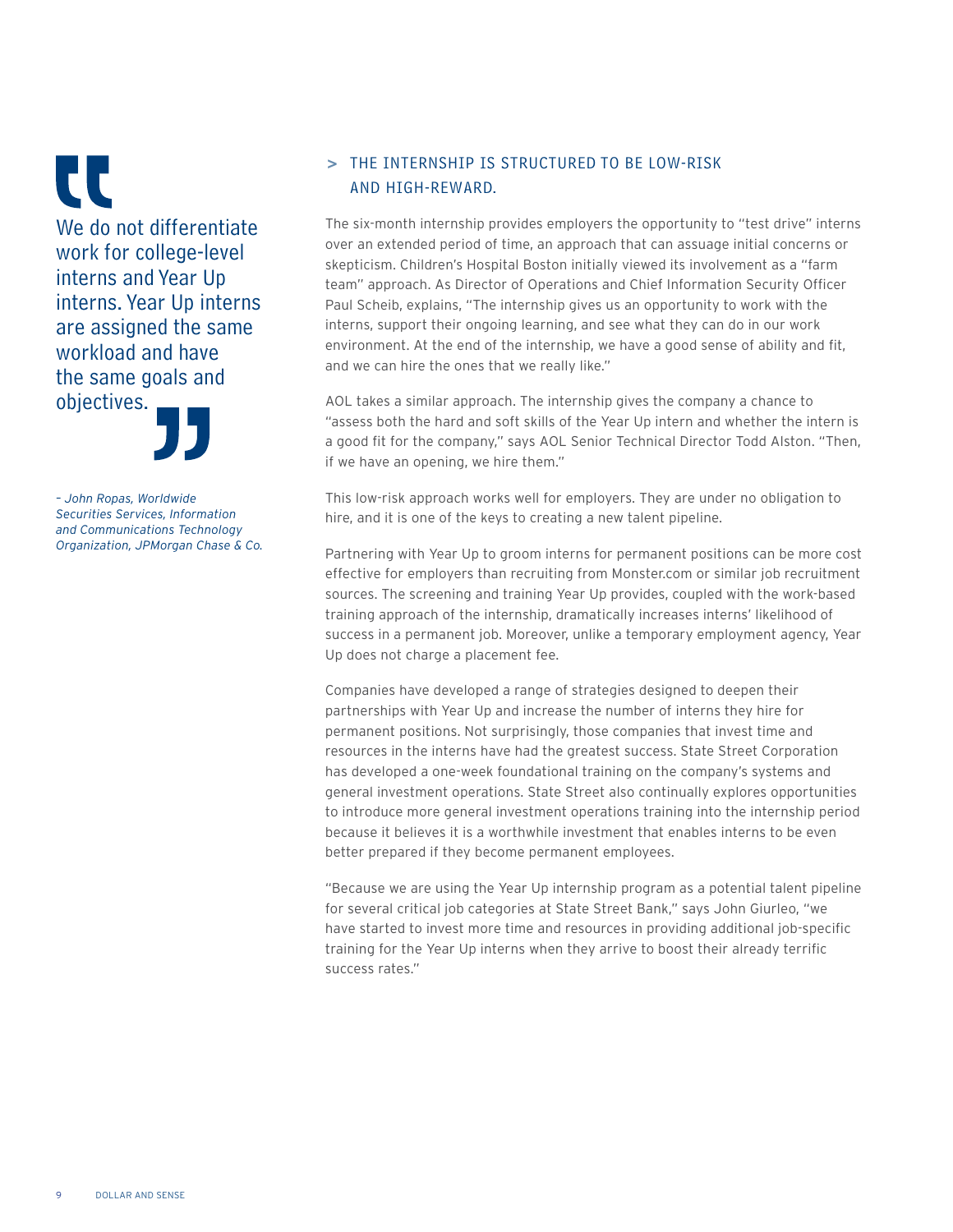> We do not differentiate work for college-level interns and Year Up interns. Year Up interns are assigned the same workload and have the same goals and objectives.
>
> *– John Ropas, Worldwide Securities Services, Information and Communications Technology Organization, JPMorgan Chase & Co.*

## > THE INTERNSHIP IS STRUCTURED TO BE LOW-RISK AND HIGH-REWARD.

The six-month internship provides employers the opportunity to "test drive" interns over an extended period of time, an approach that can assuage initial concerns or skepticism. Children's Hospital Boston initially viewed its involvement as a "farm team" approach. As Director of Operations and Chief Information Security Officer Paul Scheib, explains, "The internship gives us an opportunity to work with the interns, support their ongoing learning, and see what they can do in our work environment. At the end of the internship, we have a good sense of ability and fit, and we can hire the ones that we really like."

AOL takes a similar approach. The internship gives the company a chance to "assess both the hard and soft skills of the Year Up intern and whether the intern is a good fit for the company," says AOL Senior Technical Director Todd Alston. "Then, if we have an opening, we hire them."

This low-risk approach works well for employers. They are under no obligation to hire, and it is one of the keys to creating a new talent pipeline.

Partnering with Year Up to groom interns for permanent positions can be more cost effective for employers than recruiting from Monster.com or similar job recruitment sources. The screening and training Year Up provides, coupled with the work-based training approach of the internship, dramatically increases interns' likelihood of success in a permanent job. Moreover, unlike a temporary employment agency, Year Up does not charge a placement fee.

Companies have developed a range of strategies designed to deepen their partnerships with Year Up and increase the number of interns they hire for permanent positions. Not surprisingly, those companies that invest time and resources in the interns have had the greatest success. State Street Corporation has developed a one-week foundational training on the company's systems and general investment operations. State Street also continually explores opportunities to introduce more general investment operations training into the internship period because it believes it is a worthwhile investment that enables interns to be even better prepared if they become permanent employees.

"Because we are using the Year Up internship program as a potential talent pipeline for several critical job categories at State Street Bank," says John Giurleo, "we have started to invest more time and resources in providing additional job-specific training for the Year Up interns when they arrive to boost their already terrific success rates."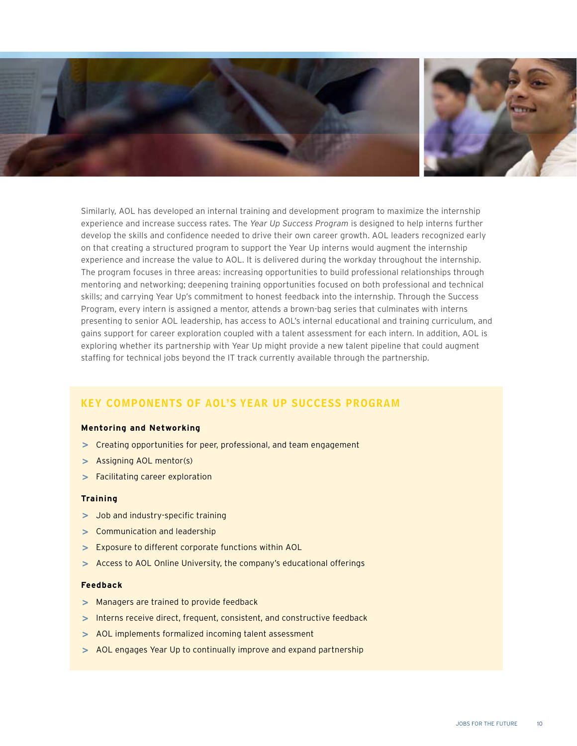Similarly, AOL has developed an internal training and development program to maximize the internship experience and increase success rates. The *Year Up Success Program* is designed to help interns further develop the skills and confidence needed to drive their own career growth. AOL leaders recognized early on that creating a structured program to support the Year Up interns would augment the internship experience and increase the value to AOL. It is delivered during the workday throughout the internship. The program focuses in three areas: increasing opportunities to build professional relationships through mentoring and networking; deepening training opportunities focused on both professional and technical skills; and carrying Year Up's commitment to honest feedback into the internship. Through the Success Program, every intern is assigned a mentor, attends a brown-bag series that culminates with interns presenting to senior AOL leadership, has access to AOL's internal educational and training curriculum, and gains support for career exploration coupled with a talent assessment for each intern. In addition, AOL is exploring whether its partnership with Year Up might provide a new talent pipeline that could augment staffing for technical jobs beyond the IT track currently available through the partnership.

## KEY COMPONENTS OF AOL'S YEAR UP SUCCESS PROGRAM

**Mentoring and Networking**

- Creating opportunities for peer, professional, and team engagement
- Assigning AOL mentor(s)
- Facilitating career exploration

**Training**

- Job and industry-specific training
- Communication and leadership
- Exposure to different corporate functions within AOL
- Access to AOL Online University, the company's educational offerings

**Feedback**

- Managers are trained to provide feedback
- Interns receive direct, frequent, consistent, and constructive feedback
- AOL implements formalized incoming talent assessment
- AOL engages Year Up to continually improve and expand partnership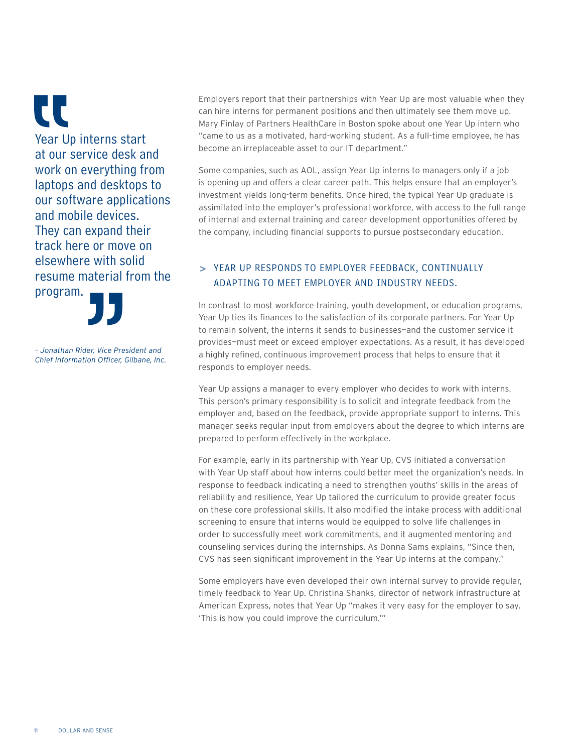> Year Up interns start at our service desk and work on everything from laptops and desktops to our software applications and mobile devices. They can expand their track here or move on elsewhere with solid resume material from the program.
>
> *– Jonathan Rider, Vice President and Chief Information Officer, Gilbane, Inc.*

Employers report that their partnerships with Year Up are most valuable when they can hire interns for permanent positions and then ultimately see them move up. Mary Finlay of Partners HealthCare in Boston spoke about one Year Up intern who "came to us as a motivated, hard-working student. As a full-time employee, he has become an irreplaceable asset to our IT department."

Some companies, such as AOL, assign Year Up interns to managers only if a job is opening up and offers a clear career path. This helps ensure that an employer's investment yields long-term benefits. Once hired, the typical Year Up graduate is assimilated into the employer's professional workforce, with access to the full range of internal and external training and career development opportunities offered by the company, including financial supports to pursue postsecondary education.

## > YEAR UP RESPONDS TO EMPLOYER FEEDBACK, CONTINUALLY ADAPTING TO MEET EMPLOYER AND INDUSTRY NEEDS.

In contrast to most workforce training, youth development, or education programs, Year Up ties its finances to the satisfaction of its corporate partners. For Year Up to remain solvent, the interns it sends to businesses—and the customer service it provides—must meet or exceed employer expectations. As a result, it has developed a highly refined, continuous improvement process that helps to ensure that it responds to employer needs.

Year Up assigns a manager to every employer who decides to work with interns. This person's primary responsibility is to solicit and integrate feedback from the employer and, based on the feedback, provide appropriate support to interns. This manager seeks regular input from employers about the degree to which interns are prepared to perform effectively in the workplace.

For example, early in its partnership with Year Up, CVS initiated a conversation with Year Up staff about how interns could better meet the organization's needs. In response to feedback indicating a need to strengthen youths' skills in the areas of reliability and resilience, Year Up tailored the curriculum to provide greater focus on these core professional skills. It also modified the intake process with additional screening to ensure that interns would be equipped to solve life challenges in order to successfully meet work commitments, and it augmented mentoring and counseling services during the internships. As Donna Sams explains, "Since then, CVS has seen significant improvement in the Year Up interns at the company."

Some employers have even developed their own internal survey to provide regular, timely feedback to Year Up. Christina Shanks, director of network infrastructure at American Express, notes that Year Up "makes it very easy for the employer to say, 'This is how you could improve the curriculum.'"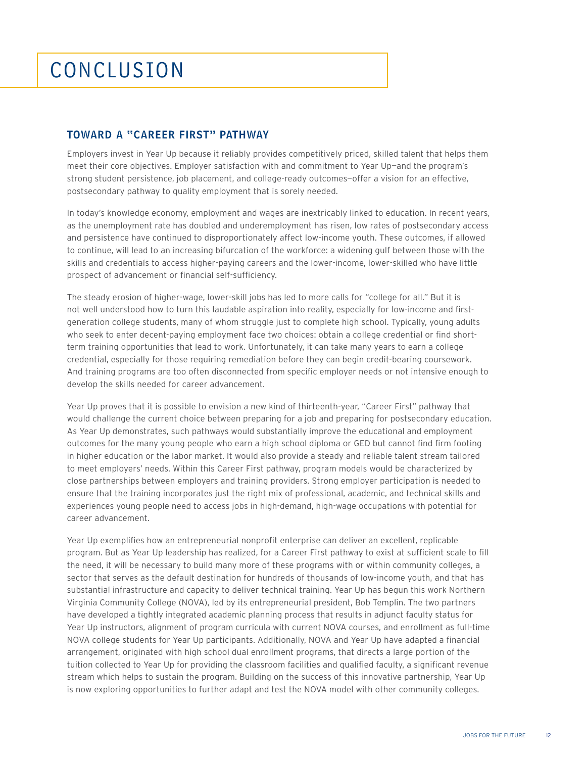# CONCLUSION

## TOWARD A "CAREER FIRST" PATHWAY

Employers invest in Year Up because it reliably provides competitively priced, skilled talent that helps them meet their core objectives. Employer satisfaction with and commitment to Year Up—and the program's strong student persistence, job placement, and college-ready outcomes—offer a vision for an effective, postsecondary pathway to quality employment that is sorely needed.

In today's knowledge economy, employment and wages are inextricably linked to education. In recent years, as the unemployment rate has doubled and underemployment has risen, low rates of postsecondary access and persistence have continued to disproportionately affect low-income youth. These outcomes, if allowed to continue, will lead to an increasing bifurcation of the workforce: a widening gulf between those with the skills and credentials to access higher-paying careers and the lower-income, lower-skilled who have little prospect of advancement or financial self-sufficiency.

The steady erosion of higher-wage, lower-skill jobs has led to more calls for "college for all." But it is not well understood how to turn this laudable aspiration into reality, especially for low-income and first-generation college students, many of whom struggle just to complete high school. Typically, young adults who seek to enter decent-paying employment face two choices: obtain a college credential or find short-term training opportunities that lead to work. Unfortunately, it can take many years to earn a college credential, especially for those requiring remediation before they can begin credit-bearing coursework. And training programs are too often disconnected from specific employer needs or not intensive enough to develop the skills needed for career advancement.

Year Up proves that it is possible to envision a new kind of thirteenth-year, "Career First" pathway that would challenge the current choice between preparing for a job and preparing for postsecondary education. As Year Up demonstrates, such pathways would substantially improve the educational and employment outcomes for the many young people who earn a high school diploma or GED but cannot find firm footing in higher education or the labor market. It would also provide a steady and reliable talent stream tailored to meet employers' needs. Within this Career First pathway, program models would be characterized by close partnerships between employers and training providers. Strong employer participation is needed to ensure that the training incorporates just the right mix of professional, academic, and technical skills and experiences young people need to access jobs in high-demand, high-wage occupations with potential for career advancement.

Year Up exemplifies how an entrepreneurial nonprofit enterprise can deliver an excellent, replicable program. But as Year Up leadership has realized, for a Career First pathway to exist at sufficient scale to fill the need, it will be necessary to build many more of these programs with or within community colleges, a sector that serves as the default destination for hundreds of thousands of low-income youth, and that has substantial infrastructure and capacity to deliver technical training. Year Up has begun this work Northern Virginia Community College (NOVA), led by its entrepreneurial president, Bob Templin. The two partners have developed a tightly integrated academic planning process that results in adjunct faculty status for Year Up instructors, alignment of program curricula with current NOVA courses, and enrollment as full-time NOVA college students for Year Up participants. Additionally, NOVA and Year Up have adapted a financial arrangement, originated with high school dual enrollment programs, that directs a large portion of the tuition collected to Year Up for providing the classroom facilities and qualified faculty, a significant revenue stream which helps to sustain the program. Building on the success of this innovative partnership, Year Up is now exploring opportunities to further adapt and test the NOVA model with other community colleges.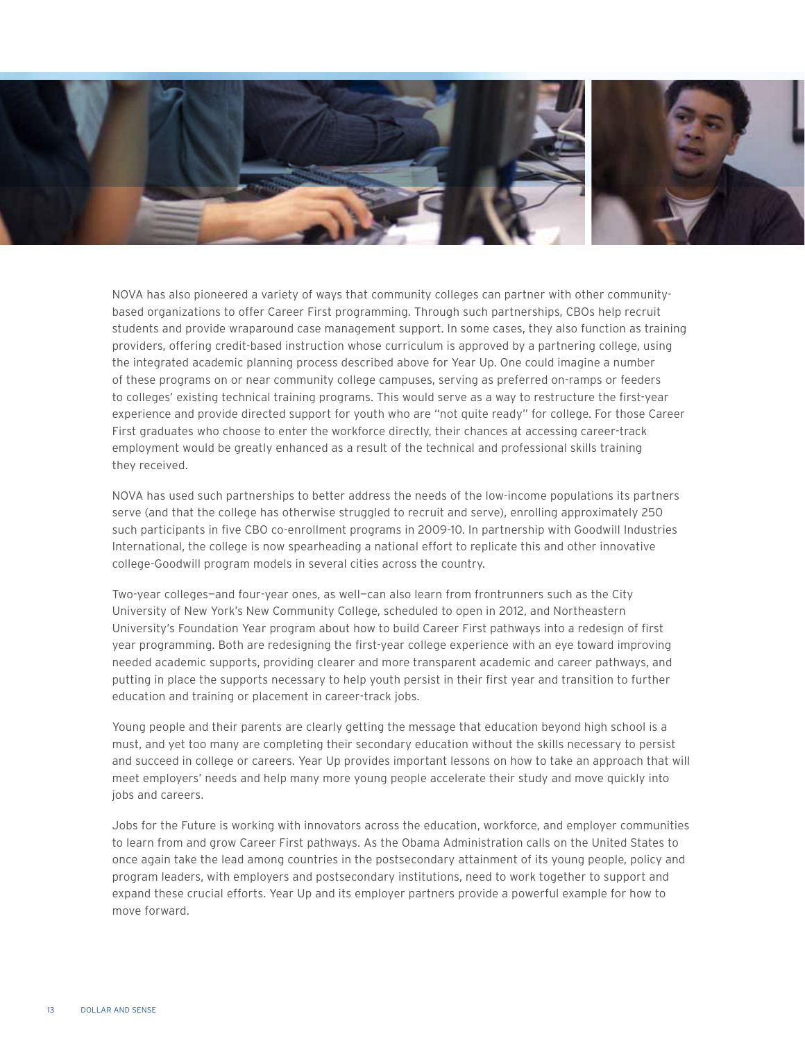NOVA has also pioneered a variety of ways that community colleges can partner with other community-based organizations to offer Career First programming. Through such partnerships, CBOs help recruit students and provide wraparound case management support. In some cases, they also function as training providers, offering credit-based instruction whose curriculum is approved by a partnering college, using the integrated academic planning process described above for Year Up. One could imagine a number of these programs on or near community college campuses, serving as preferred on-ramps or feeders to colleges' existing technical training programs. This would serve as a way to restructure the first-year experience and provide directed support for youth who are "not quite ready" for college. For those Career First graduates who choose to enter the workforce directly, their chances at accessing career-track employment would be greatly enhanced as a result of the technical and professional skills training they received.

NOVA has used such partnerships to better address the needs of the low-income populations its partners serve (and that the college has otherwise struggled to recruit and serve), enrolling approximately 250 such participants in five CBO co-enrollment programs in 2009-10. In partnership with Goodwill Industries International, the college is now spearheading a national effort to replicate this and other innovative college-Goodwill program models in several cities across the country.

Two-year colleges—and four-year ones, as well—can also learn from frontrunners such as the City University of New York's New Community College, scheduled to open in 2012, and Northeastern University's Foundation Year program about how to build Career First pathways into a redesign of first year programming. Both are redesigning the first-year college experience with an eye toward improving needed academic supports, providing clearer and more transparent academic and career pathways, and putting in place the supports necessary to help youth persist in their first year and transition to further education and training or placement in career-track jobs.

Young people and their parents are clearly getting the message that education beyond high school is a must, and yet too many are completing their secondary education without the skills necessary to persist and succeed in college or careers. Year Up provides important lessons on how to take an approach that will meet employers' needs and help many more young people accelerate their study and move quickly into jobs and careers.

Jobs for the Future is working with innovators across the education, workforce, and employer communities to learn from and grow Career First pathways. As the Obama Administration calls on the United States to once again take the lead among countries in the postsecondary attainment of its young people, policy and program leaders, with employers and postsecondary institutions, need to work together to support and expand these crucial efforts. Year Up and its employer partners provide a powerful example for how to move forward.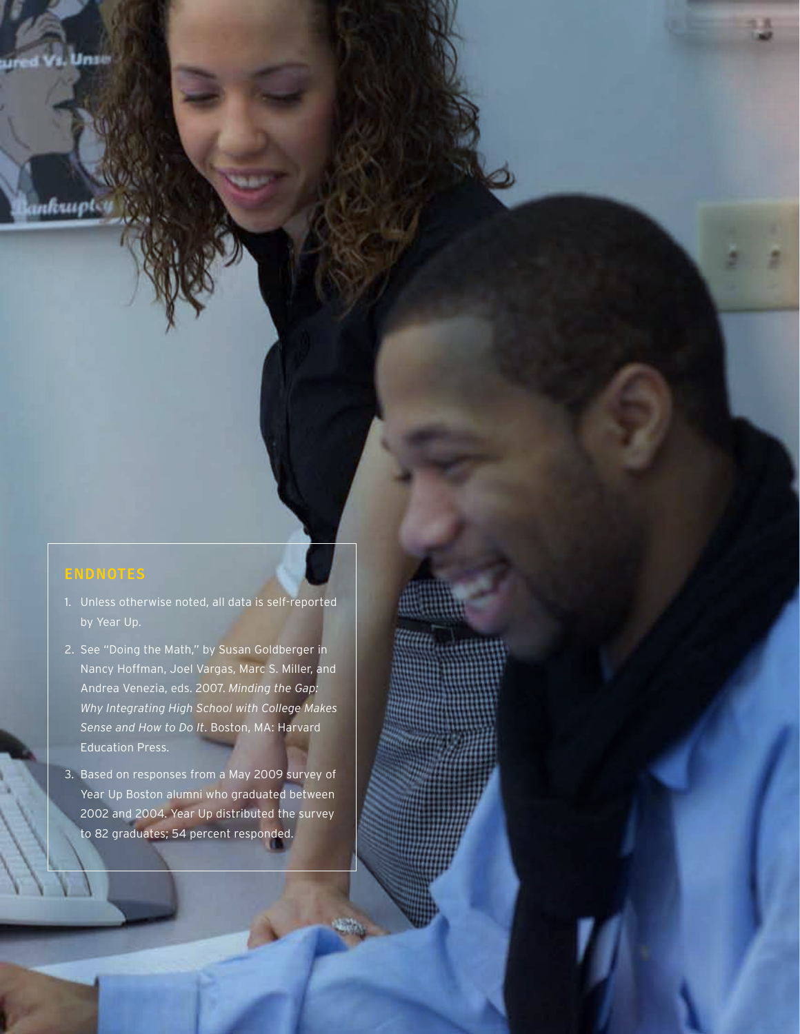## ENDNOTES

1. Unless otherwise noted, all data is self-reported by Year Up.
2. See "Doing the Math," by Susan Goldberger in Nancy Hoffman, Joel Vargas, Marc S. Miller, and Andrea Venezia, eds. 2007. *Minding the Gap: Why Integrating High School with College Makes Sense and How to Do It*. Boston, MA: Harvard Education Press.
3. Based on responses from a May 2009 survey of Year Up Boston alumni who graduated between 2002 and 2004. Year Up distributed the survey to 82 graduates; 54 percent responded.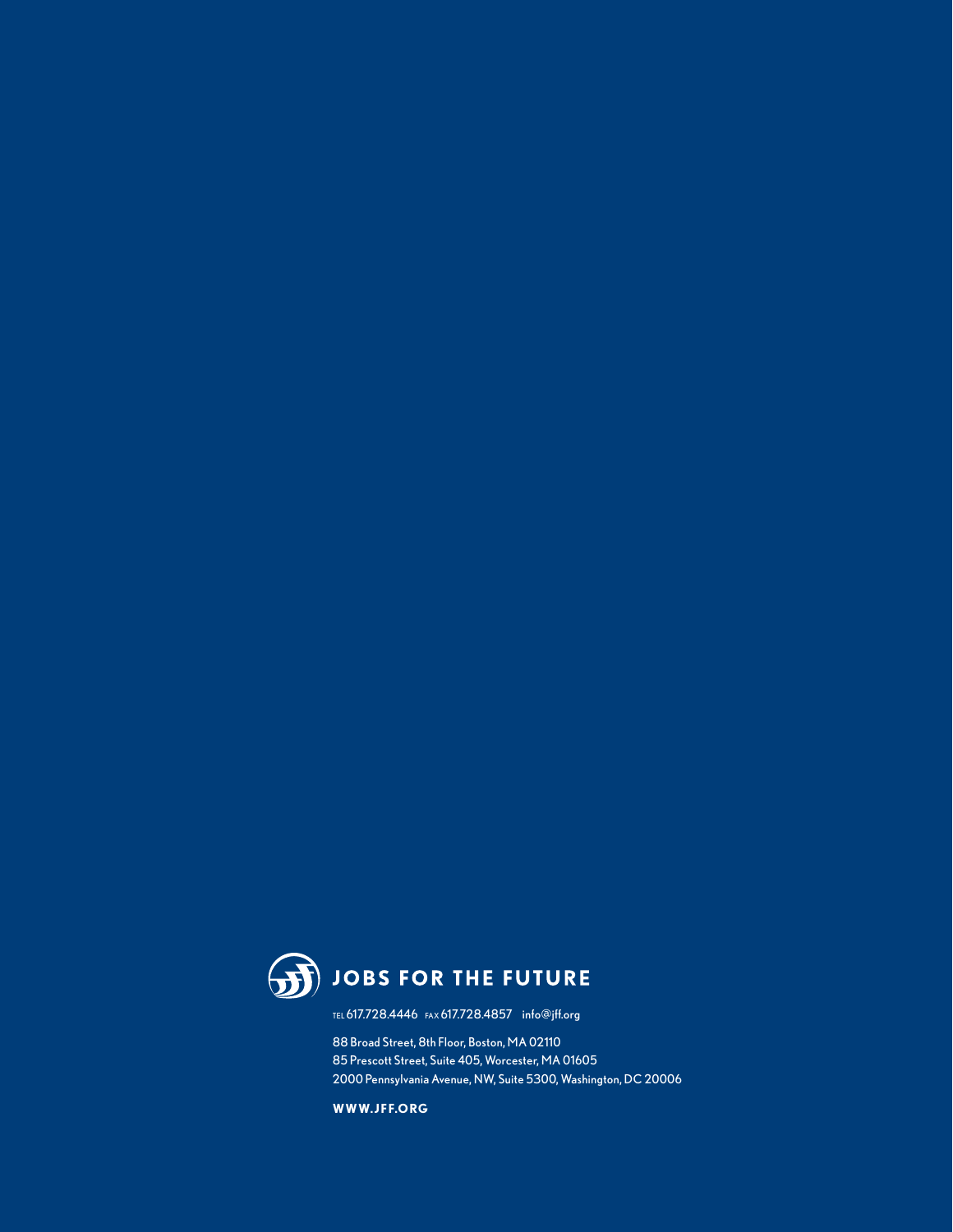**JOBS FOR THE FUTURE**

TEL 617.728.4446 FAX 617.728.4857 info@jff.org

88 Broad Street, 8th Floor, Boston, MA 02110
85 Prescott Street, Suite 405, Worcester, MA 01605
2000 Pennsylvania Avenue, NW, Suite 5300, Washington, DC 20006

**WWW.JFF.ORG**